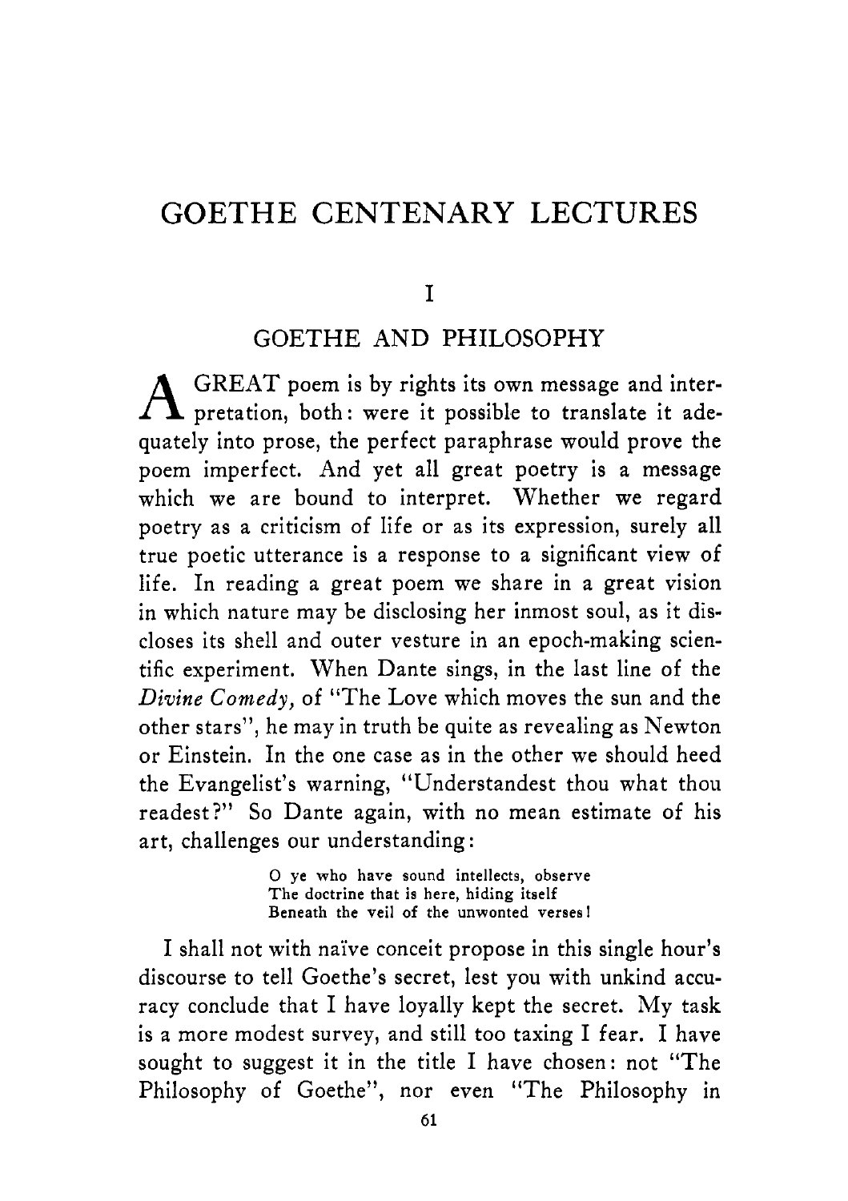# GOETHE CENTENARY LECTURES

## I

## GOETHE AND PHILOSOPHY

A GREAT poem is by rights its own message and interpretation, both: were it possible to translate it adequately into prose, the perfect paraphrase would prove the poem imperfect. And yet all great poetry is a message which we are bound to interpret. Whether we regard poetry as a criticism of life or as its expression, surely all true poetic utterance is a response to a significant view of life. In reading a great poem we share in a great vision in which nature may be disclosing her inmost soul, as it discloses its shell and outer vesture in an epoch-making scientific experiment. When Dante sings, in the last line of the *Divine Comedy*, of "The Love which moves the sun and the other stars", he may in truth be quite as revealing as Newton or Einstein. In the one case as in the other we should heed the Evangelist's warning, "Understandest thou what thou readest?" So Dante again, with no mean estimate of his art, challenges our understanding:

> O ye who have sound intellects, observe
> The doctrine that is here, hiding itself
> Beneath the veil of the unwonted verses!

I shall not with naïve conceit propose in this single hour's discourse to tell Goethe's secret, lest you with unkind accuracy conclude that I have loyally kept the secret. My task is a more modest survey, and still too taxing I fear. I have sought to suggest it in the title I have chosen: not "The Philosophy of Goethe", nor even "The Philosophy in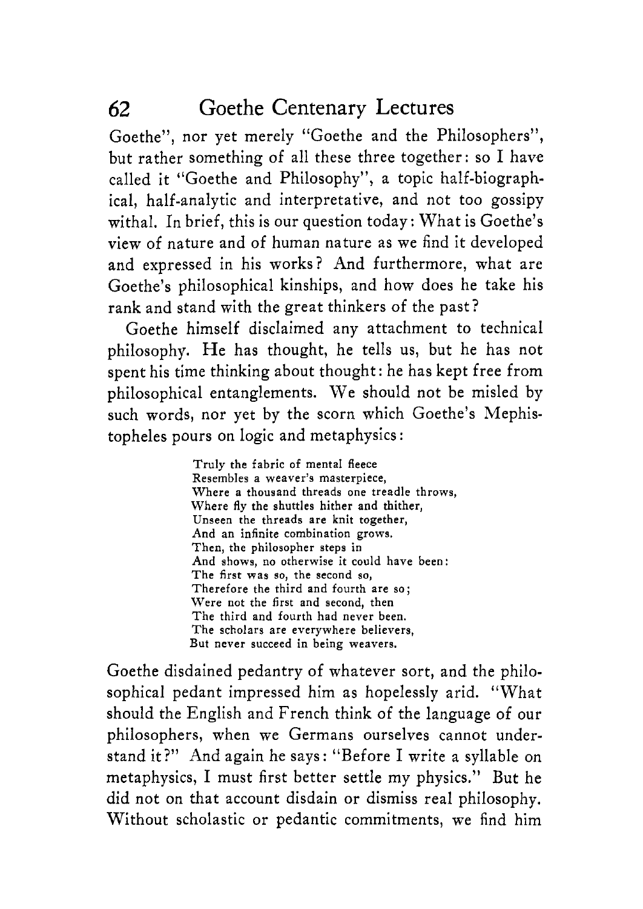Goethe", nor yet merely "Goethe and the Philosophers", but rather something of all these three together: so I have called it "Goethe and Philosophy", a topic half-biographical, half-analytic and interpretative, and not too gossipy withal. In brief, this is our question today: What is Goethe's view of nature and of human nature as we find it developed and expressed in his works? And furthermore, what are Goethe's philosophical kinships, and how does he take his rank and stand with the great thinkers of the past?

Goethe himself disclaimed any attachment to technical philosophy. He has thought, he tells us, but he has not spent his time thinking about thought: he has kept free from philosophical entanglements. We should not be misled by such words, nor yet by the scorn which Goethe's Mephistopheles pours on logic and metaphysics:

> Truly the fabric of mental fleece
> Resembles a weaver's masterpiece,
> Where a thousand threads one treadle throws,
> Where fly the shuttles hither and thither,
> Unseen the threads are knit together,
> And an infinite combination grows.
> Then, the philosopher steps in
> And shows, no otherwise it could have been:
> The first was so, the second so,
> Therefore the third and fourth are so;
> Were not the first and second, then
> The third and fourth had never been.
> The scholars are everywhere believers,
> But never succeed in being weavers.

Goethe disdained pedantry of whatever sort, and the philosophical pedant impressed him as hopelessly arid. "What should the English and French think of the language of our philosophers, when we Germans ourselves cannot understand it?" And again he says: "Before I write a syllable on metaphysics, I must first better settle my physics." But he did not on that account disdain or dismiss real philosophy. Without scholastic or pedantic commitments, we find him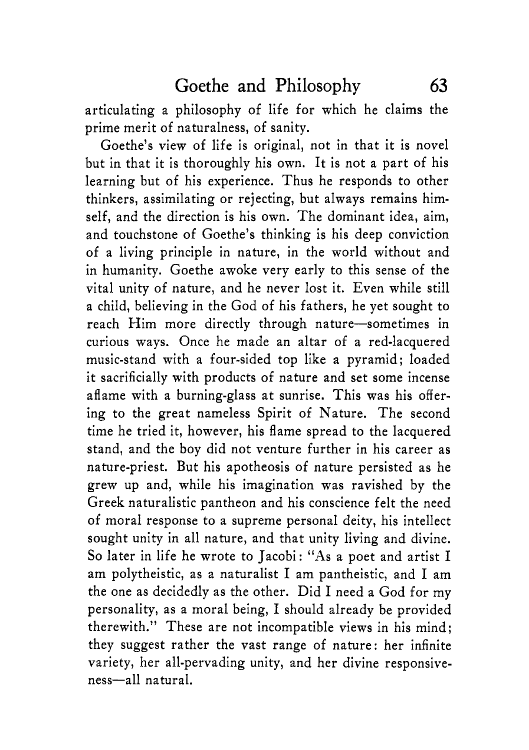articulating a philosophy of life for which he claims the prime merit of naturalness, of sanity.

Goethe's view of life is original, not in that it is novel but in that it is thoroughly his own. It is not a part of his learning but of his experience. Thus he responds to other thinkers, assimilating or rejecting, but always remains himself, and the direction is his own. The dominant idea, aim, and touchstone of Goethe's thinking is his deep conviction of a living principle in nature, in the world without and in humanity. Goethe awoke very early to this sense of the vital unity of nature, and he never lost it. Even while still a child, believing in the God of his fathers, he yet sought to reach Him more directly through nature—sometimes in curious ways. Once he made an altar of a red-lacquered music-stand with a four-sided top like a pyramid; loaded it sacrificially with products of nature and set some incense aflame with a burning-glass at sunrise. This was his offering to the great nameless Spirit of Nature. The second time he tried it, however, his flame spread to the lacquered stand, and the boy did not venture further in his career as nature-priest. But his apotheosis of nature persisted as he grew up and, while his imagination was ravished by the Greek naturalistic pantheon and his conscience felt the need of moral response to a supreme personal deity, his intellect sought unity in all nature, and that unity living and divine. So later in life he wrote to Jacobi: "As a poet and artist I am polytheistic, as a naturalist I am pantheistic, and I am the one as decidedly as the other. Did I need a God for my personality, as a moral being, I should already be provided therewith." These are not incompatible views in his mind; they suggest rather the vast range of nature: her infinite variety, her all-pervading unity, and her divine responsiveness—all natural.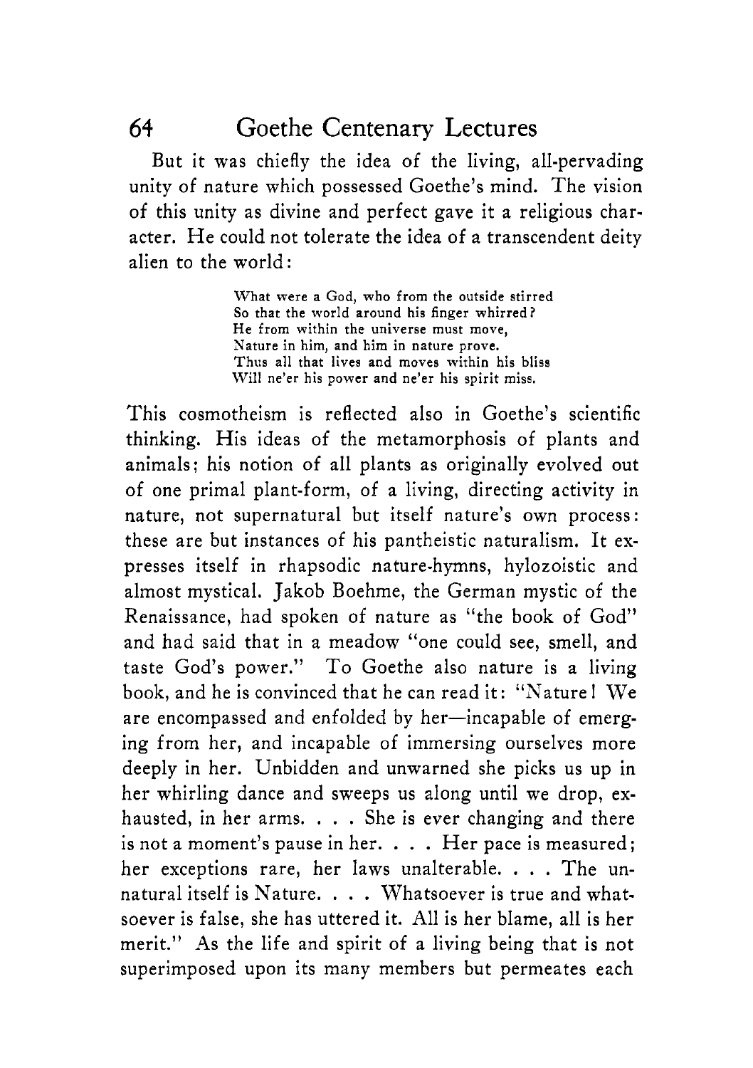But it was chiefly the idea of the living, all-pervading unity of nature which possessed Goethe's mind. The vision of this unity as divine and perfect gave it a religious character. He could not tolerate the idea of a transcendent deity alien to the world:

> What were a God, who from the outside stirred
> So that the world around his finger whirred?
> He from within the universe must move,
> Nature in him, and him in nature prove.
> Thus all that lives and moves within his bliss
> Will ne'er his power and ne'er his spirit miss.

This cosmotheism is reflected also in Goethe's scientific thinking. His ideas of the metamorphosis of plants and animals; his notion of all plants as originally evolved out of one primal plant-form, of a living, directing activity in nature, not supernatural but itself nature's own process: these are but instances of his pantheistic naturalism. It expresses itself in rhapsodic nature-hymns, hylozoistic and almost mystical. Jakob Boehme, the German mystic of the Renaissance, had spoken of nature as "the book of God" and had said that in a meadow "one could see, smell, and taste God's power." To Goethe also nature is a living book, and he is convinced that he can read it: "Nature! We are encompassed and enfolded by her—incapable of emerging from her, and incapable of immersing ourselves more deeply in her. Unbidden and unwarned she picks us up in her whirling dance and sweeps us along until we drop, exhausted, in her arms. . . . She is ever changing and there is not a moment's pause in her. . . . Her pace is measured; her exceptions rare, her laws unalterable. . . . The unnatural itself is Nature. . . . Whatsoever is true and whatsoever is false, she has uttered it. All is her blame, all is her merit." As the life and spirit of a living being that is not superimposed upon its many members but permeates each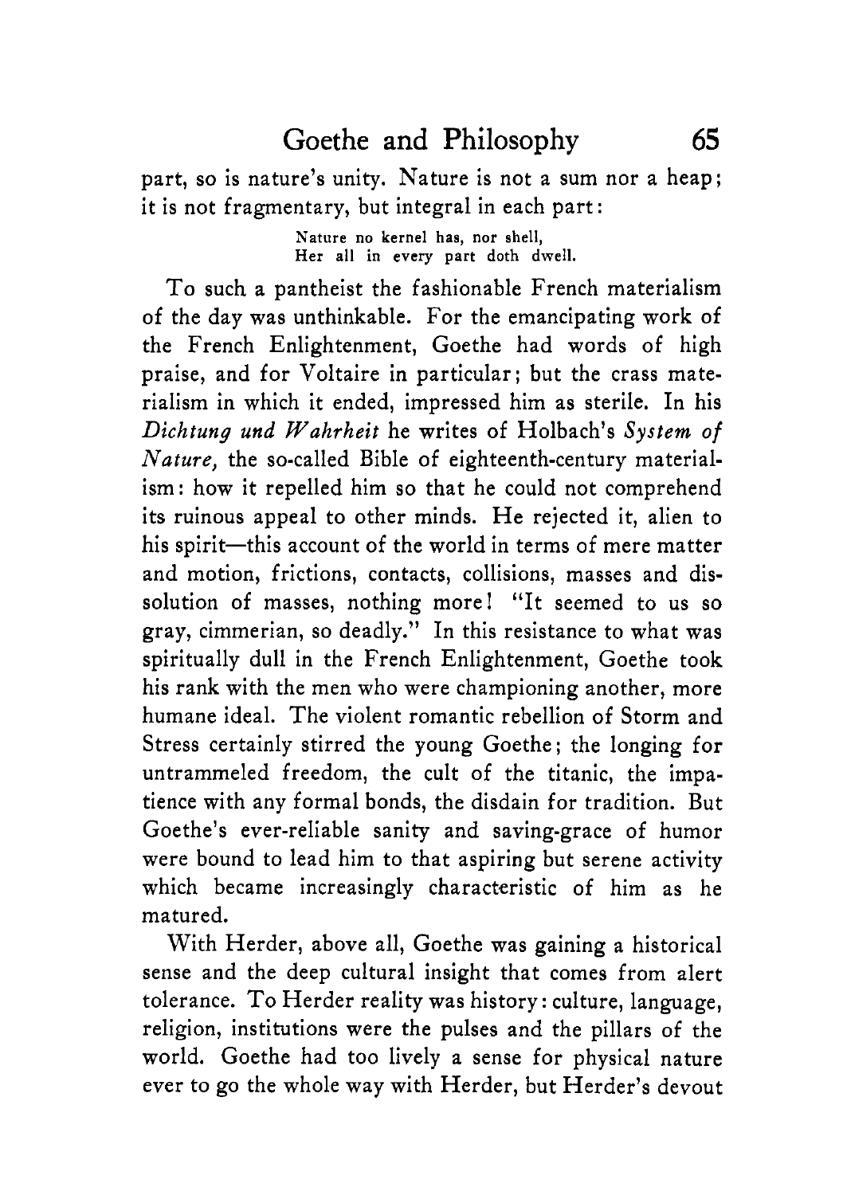part, so is nature's unity. Nature is not a sum nor a heap; it is not fragmentary, but integral in each part:

> Nature no kernel has, nor shell,
> Her all in every part doth dwell.

To such a pantheist the fashionable French materialism of the day was unthinkable. For the emancipating work of the French Enlightenment, Goethe had words of high praise, and for Voltaire in particular; but the crass materialism in which it ended, impressed him as sterile. In his *Dichtung und Wahrheit* he writes of Holbach's *System of Nature,* the so-called Bible of eighteenth-century materialism: how it repelled him so that he could not comprehend its ruinous appeal to other minds. He rejected it, alien to his spirit—this account of the world in terms of mere matter and motion, frictions, contacts, collisions, masses and dissolution of masses, nothing more! "It seemed to us so gray, cimmerian, so deadly." In this resistance to what was spiritually dull in the French Enlightenment, Goethe took his rank with the men who were championing another, more humane ideal. The violent romantic rebellion of Storm and Stress certainly stirred the young Goethe; the longing for untrammeled freedom, the cult of the titanic, the impatience with any formal bonds, the disdain for tradition. But Goethe's ever-reliable sanity and saving-grace of humor were bound to lead him to that aspiring but serene activity which became increasingly characteristic of him as he matured.

With Herder, above all, Goethe was gaining a historical sense and the deep cultural insight that comes from alert tolerance. To Herder reality was history: culture, language, religion, institutions were the pulses and the pillars of the world. Goethe had too lively a sense for physical nature ever to go the whole way with Herder, but Herder's devout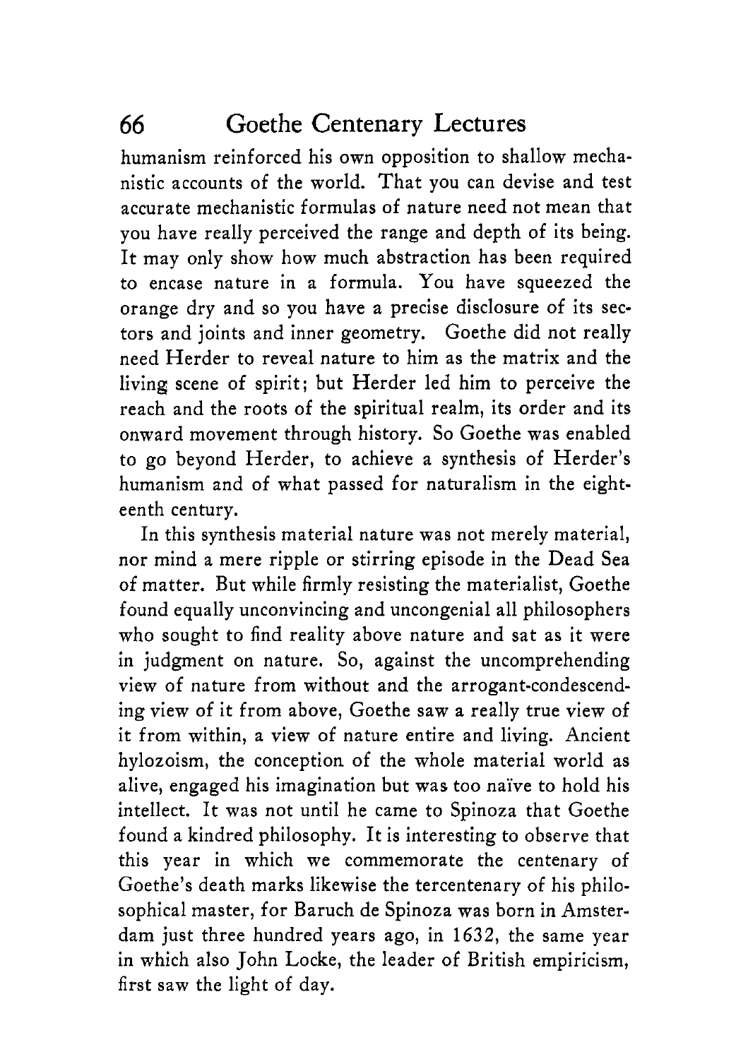humanism reinforced his own opposition to shallow mechanistic accounts of the world. That you can devise and test accurate mechanistic formulas of nature need not mean that you have really perceived the range and depth of its being. It may only show how much abstraction has been required to encase nature in a formula. You have squeezed the orange dry and so you have a precise disclosure of its sectors and joints and inner geometry. Goethe did not really need Herder to reveal nature to him as the matrix and the living scene of spirit; but Herder led him to perceive the reach and the roots of the spiritual realm, its order and its onward movement through history. So Goethe was enabled to go beyond Herder, to achieve a synthesis of Herder's humanism and of what passed for naturalism in the eighteenth century.

In this synthesis material nature was not merely material, nor mind a mere ripple or stirring episode in the Dead Sea of matter. But while firmly resisting the materialist, Goethe found equally unconvincing and uncongenial all philosophers who sought to find reality above nature and sat as it were in judgment on nature. So, against the uncomprehending view of nature from without and the arrogant-condescending view of it from above, Goethe saw a really true view of it from within, a view of nature entire and living. Ancient hylozoism, the conception of the whole material world as alive, engaged his imagination but was too naïve to hold his intellect. It was not until he came to Spinoza that Goethe found a kindred philosophy. It is interesting to observe that this year in which we commemorate the centenary of Goethe's death marks likewise the tercentenary of his philosophical master, for Baruch de Spinoza was born in Amsterdam just three hundred years ago, in 1632, the same year in which also John Locke, the leader of British empiricism, first saw the light of day.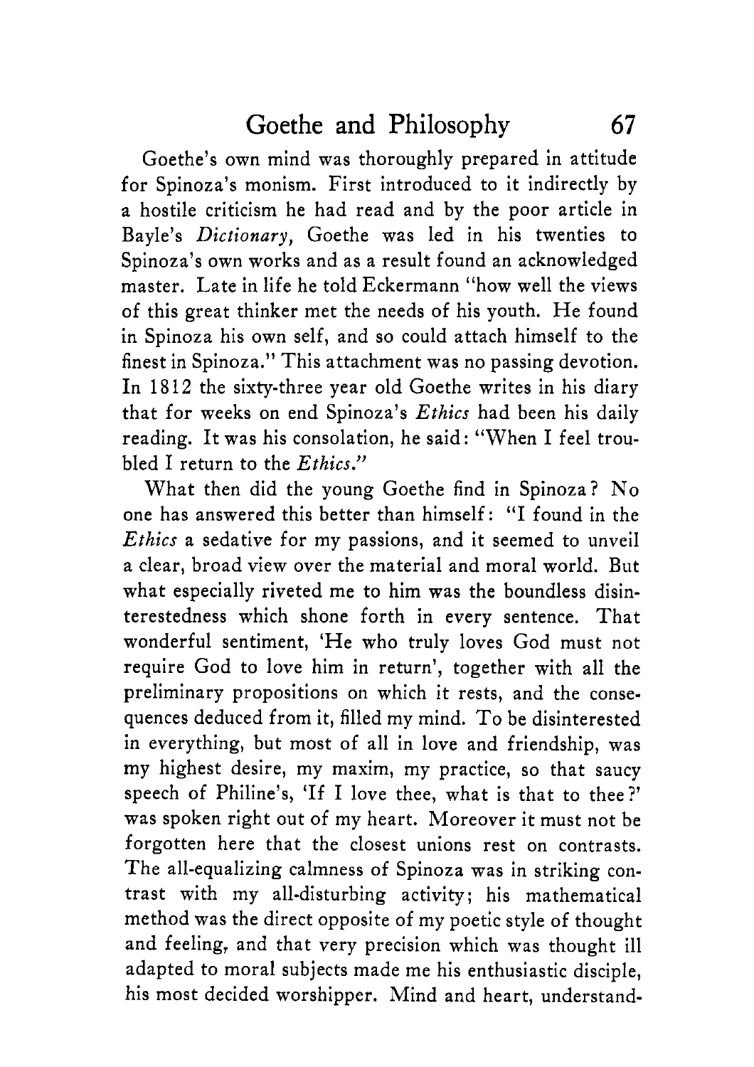Goethe's own mind was thoroughly prepared in attitude for Spinoza's monism. First introduced to it indirectly by a hostile criticism he had read and by the poor article in Bayle's *Dictionary,* Goethe was led in his twenties to Spinoza's own works and as a result found an acknowledged master. Late in life he told Eckermann "how well the views of this great thinker met the needs of his youth. He found in Spinoza his own self, and so could attach himself to the finest in Spinoza." This attachment was no passing devotion. In 1812 the sixty-three year old Goethe writes in his diary that for weeks on end Spinoza's *Ethics* had been his daily reading. It was his consolation, he said: "When I feel troubled I return to the *Ethics*."

What then did the young Goethe find in Spinoza? No one has answered this better than himself: "I found in the *Ethics* a sedative for my passions, and it seemed to unveil a clear, broad view over the material and moral world. But what especially riveted me to him was the boundless disinterestedness which shone forth in every sentence. That wonderful sentiment, 'He who truly loves God must not require God to love him in return', together with all the preliminary propositions on which it rests, and the consequences deduced from it, filled my mind. To be disinterested in everything, but most of all in love and friendship, was my highest desire, my maxim, my practice, so that saucy speech of Philine's, 'If I love thee, what is that to thee?' was spoken right out of my heart. Moreover it must not be forgotten here that the closest unions rest on contrasts. The all-equalizing calmness of Spinoza was in striking contrast with my all-disturbing activity; his mathematical method was the direct opposite of my poetic style of thought and feeling, and that very precision which was thought ill adapted to moral subjects made me his enthusiastic disciple, his most decided worshipper. Mind and heart, understand-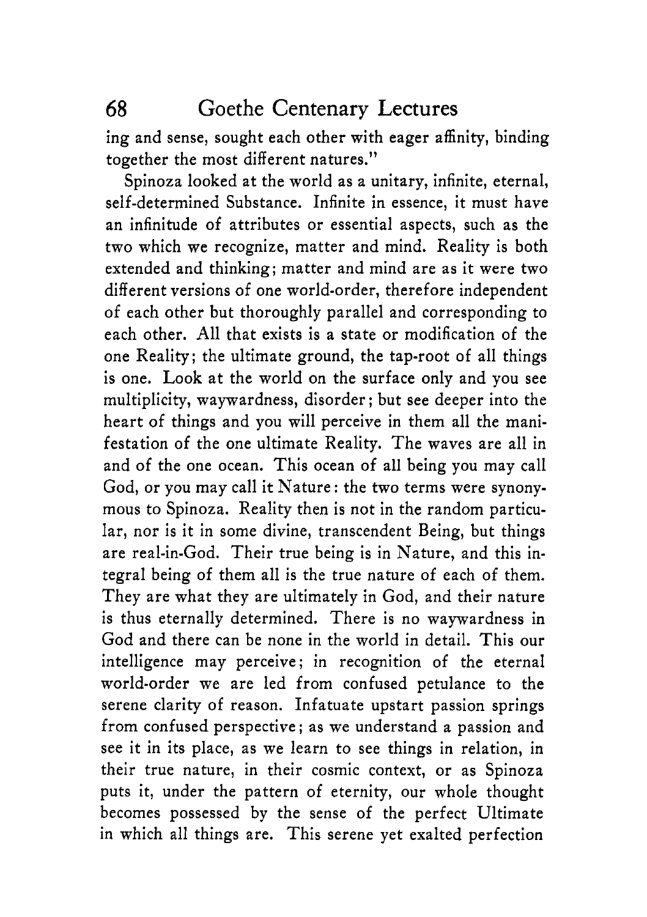ing and sense, sought each other with eager affinity, binding together the most different natures."

Spinoza looked at the world as a unitary, infinite, eternal, self-determined Substance. Infinite in essence, it must have an infinitude of attributes or essential aspects, such as the two which we recognize, matter and mind. Reality is both extended and thinking; matter and mind are as it were two different versions of one world-order, therefore independent of each other but thoroughly parallel and corresponding to each other. All that exists is a state or modification of the one Reality; the ultimate ground, the tap-root of all things is one. Look at the world on the surface only and you see multiplicity, waywardness, disorder; but see deeper into the heart of things and you will perceive in them all the manifestation of the one ultimate Reality. The waves are all in and of the one ocean. This ocean of all being you may call God, or you may call it Nature: the two terms were synonymous to Spinoza. Reality then is not in the random particular, nor is it in some divine, transcendent Being, but things are real-in-God. Their true being is in Nature, and this integral being of them all is the true nature of each of them. They are what they are ultimately in God, and their nature is thus eternally determined. There is no waywardness in God and there can be none in the world in detail. This our intelligence may perceive; in recognition of the eternal world-order we are led from confused petulance to the serene clarity of reason. Infatuate upstart passion springs from confused perspective; as we understand a passion and see it in its place, as we learn to see things in relation, in their true nature, in their cosmic context, or as Spinoza puts it, under the pattern of eternity, our whole thought becomes possessed by the sense of the perfect Ultimate in which all things are. This serene yet exalted perfection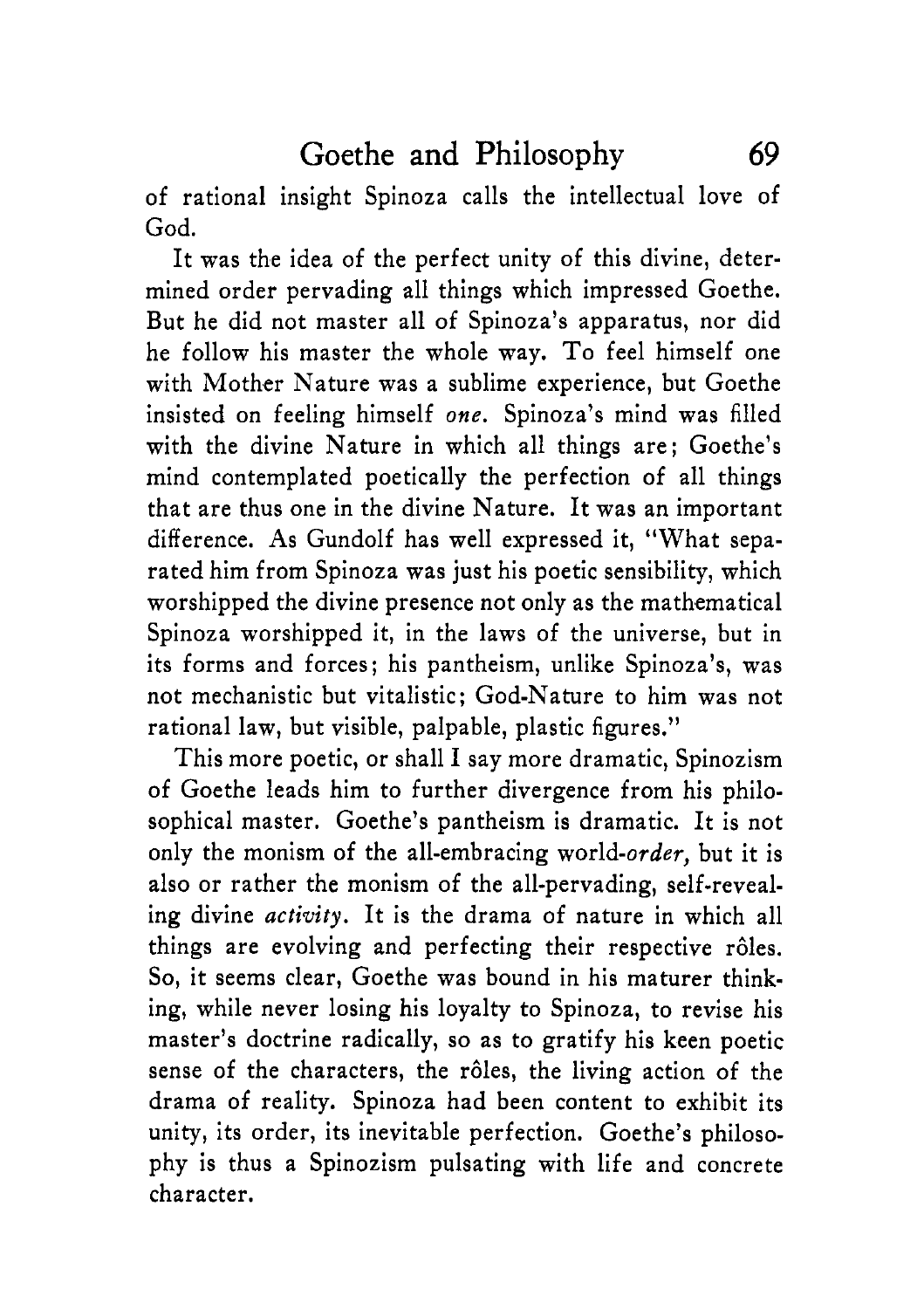of rational insight Spinoza calls the intellectual love of God.

It was the idea of the perfect unity of this divine, determined order pervading all things which impressed Goethe. But he did not master all of Spinoza's apparatus, nor did he follow his master the whole way. To feel himself one with Mother Nature was a sublime experience, but Goethe insisted on feeling himself *one*. Spinoza's mind was filled with the divine Nature in which all things are; Goethe's mind contemplated poetically the perfection of all things that are thus one in the divine Nature. It was an important difference. As Gundolf has well expressed it, "What separated him from Spinoza was just his poetic sensibility, which worshipped the divine presence not only as the mathematical Spinoza worshipped it, in the laws of the universe, but in its forms and forces; his pantheism, unlike Spinoza's, was not mechanistic but vitalistic; God-Nature to him was not rational law, but visible, palpable, plastic figures."

This more poetic, or shall I say more dramatic, Spinozism of Goethe leads him to further divergence from his philosophical master. Goethe's pantheism is dramatic. It is not only the monism of the all-embracing world-*order,* but it is also or rather the monism of the all-pervading, self-revealing divine *activity*. It is the drama of nature in which all things are evolving and perfecting their respective rôles. So, it seems clear, Goethe was bound in his maturer thinking, while never losing his loyalty to Spinoza, to revise his master's doctrine radically, so as to gratify his keen poetic sense of the characters, the rôles, the living action of the drama of reality. Spinoza had been content to exhibit its unity, its order, its inevitable perfection. Goethe's philosophy is thus a Spinozism pulsating with life and concrete character.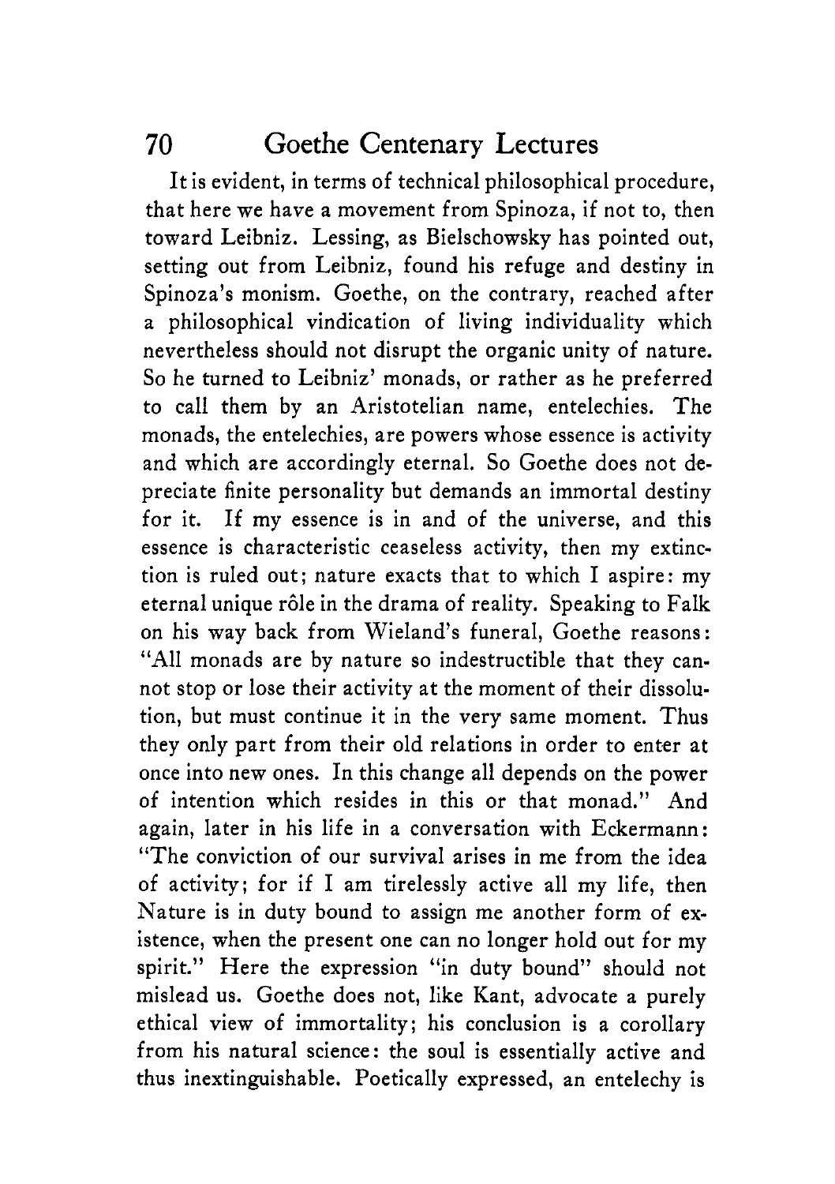It is evident, in terms of technical philosophical procedure, that here we have a movement from Spinoza, if not to, then toward Leibniz. Lessing, as Bielschowsky has pointed out, setting out from Leibniz, found his refuge and destiny in Spinoza's monism. Goethe, on the contrary, reached after a philosophical vindication of living individuality which nevertheless should not disrupt the organic unity of nature. So he turned to Leibniz' monads, or rather as he preferred to call them by an Aristotelian name, entelechies. The monads, the entelechies, are powers whose essence is activity and which are accordingly eternal. So Goethe does not depreciate finite personality but demands an immortal destiny for it. If my essence is in and of the universe, and this essence is characteristic ceaseless activity, then my extinction is ruled out; nature exacts that to which I aspire: my eternal unique rôle in the drama of reality. Speaking to Falk on his way back from Wieland's funeral, Goethe reasons: "All monads are by nature so indestructible that they cannot stop or lose their activity at the moment of their dissolution, but must continue it in the very same moment. Thus they only part from their old relations in order to enter at once into new ones. In this change all depends on the power of intention which resides in this or that monad." And again, later in his life in a conversation with Eckermann: "The conviction of our survival arises in me from the idea of activity; for if I am tirelessly active all my life, then Nature is in duty bound to assign me another form of existence, when the present one can no longer hold out for my spirit." Here the expression "in duty bound" should not mislead us. Goethe does not, like Kant, advocate a purely ethical view of immortality; his conclusion is a corollary from his natural science: the soul is essentially active and thus inextinguishable. Poetically expressed, an entelechy is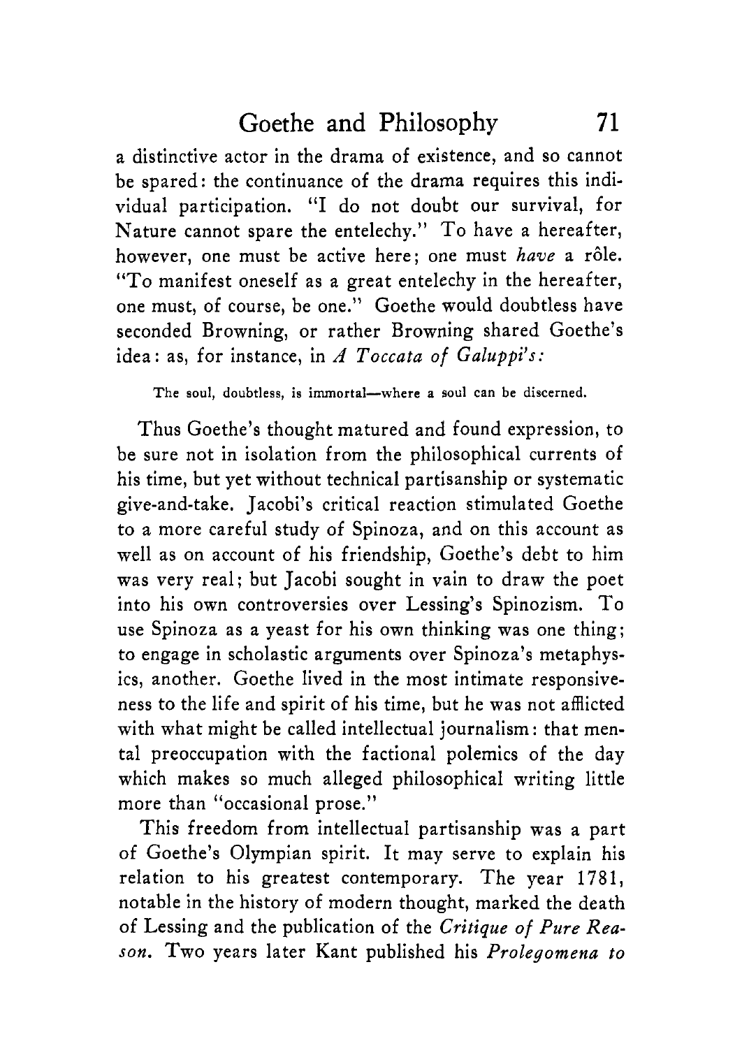a distinctive actor in the drama of existence, and so cannot be spared: the continuance of the drama requires this individual participation. "I do not doubt our survival, for Nature cannot spare the entelechy." To have a hereafter, however, one must be active here; one must *have* a rôle. "To manifest oneself as a great entelechy in the hereafter, one must, of course, be one." Goethe would doubtless have seconded Browning, or rather Browning shared Goethe's idea: as, for instance, in *A Toccata of Galuppi's:*

> The soul, doubtless, is immortal—where a soul can be discerned.

Thus Goethe's thought matured and found expression, to be sure not in isolation from the philosophical currents of his time, but yet without technical partisanship or systematic give-and-take. Jacobi's critical reaction stimulated Goethe to a more careful study of Spinoza, and on this account as well as on account of his friendship, Goethe's debt to him was very real; but Jacobi sought in vain to draw the poet into his own controversies over Lessing's Spinozism. To use Spinoza as a yeast for his own thinking was one thing; to engage in scholastic arguments over Spinoza's metaphysics, another. Goethe lived in the most intimate responsiveness to the life and spirit of his time, but he was not afflicted with what might be called intellectual journalism: that mental preoccupation with the factional polemics of the day which makes so much alleged philosophical writing little more than "occasional prose."

This freedom from intellectual partisanship was a part of Goethe's Olympian spirit. It may serve to explain his relation to his greatest contemporary. The year 1781, notable in the history of modern thought, marked the death of Lessing and the publication of the *Critique of Pure Reason.* Two years later Kant published his *Prolegomena to*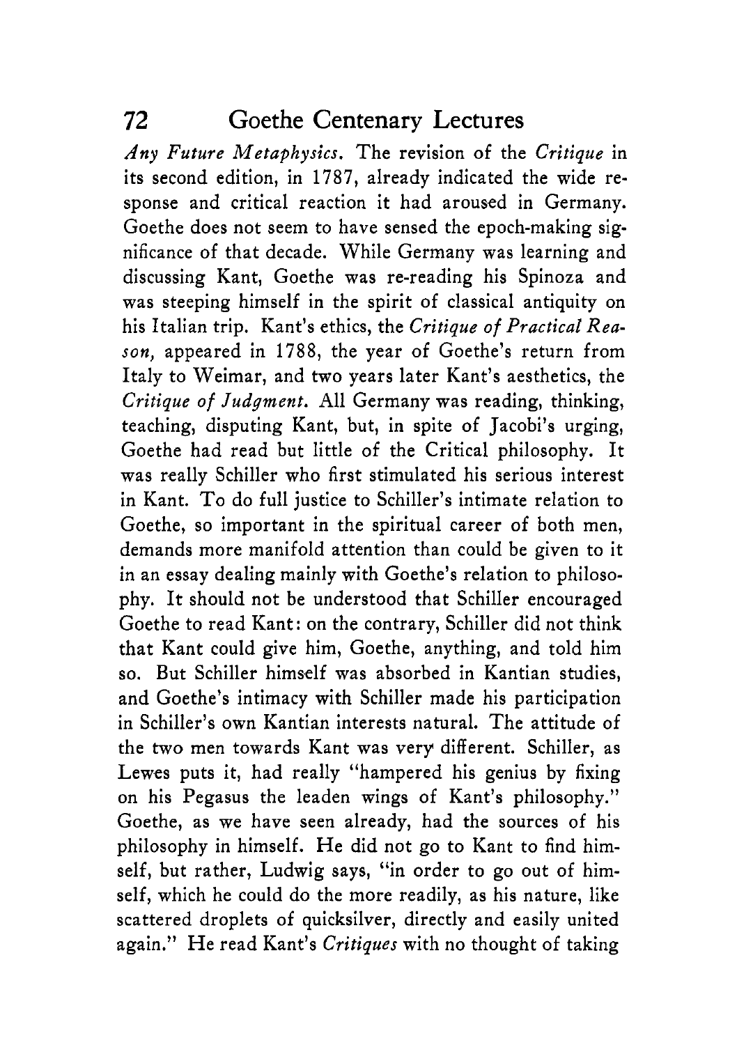*Any Future Metaphysics*. The revision of the *Critique* in its second edition, in 1787, already indicated the wide response and critical reaction it had aroused in Germany. Goethe does not seem to have sensed the epoch-making significance of that decade. While Germany was learning and discussing Kant, Goethe was re-reading his Spinoza and was steeping himself in the spirit of classical antiquity on his Italian trip. Kant's ethics, the *Critique of Practical Reason,* appeared in 1788, the year of Goethe's return from Italy to Weimar, and two years later Kant's aesthetics, the *Critique of Judgment*. All Germany was reading, thinking, teaching, disputing Kant, but, in spite of Jacobi's urging, Goethe had read but little of the Critical philosophy. It was really Schiller who first stimulated his serious interest in Kant. To do full justice to Schiller's intimate relation to Goethe, so important in the spiritual career of both men, demands more manifold attention than could be given to it in an essay dealing mainly with Goethe's relation to philosophy. It should not be understood that Schiller encouraged Goethe to read Kant: on the contrary, Schiller did not think that Kant could give him, Goethe, anything, and told him so. But Schiller himself was absorbed in Kantian studies, and Goethe's intimacy with Schiller made his participation in Schiller's own Kantian interests natural. The attitude of the two men towards Kant was very different. Schiller, as Lewes puts it, had really "hampered his genius by fixing on his Pegasus the leaden wings of Kant's philosophy." Goethe, as we have seen already, had the sources of his philosophy in himself. He did not go to Kant to find himself, but rather, Ludwig says, "in order to go out of himself, which he could do the more readily, as his nature, like scattered droplets of quicksilver, directly and easily united again." He read Kant's *Critiques* with no thought of taking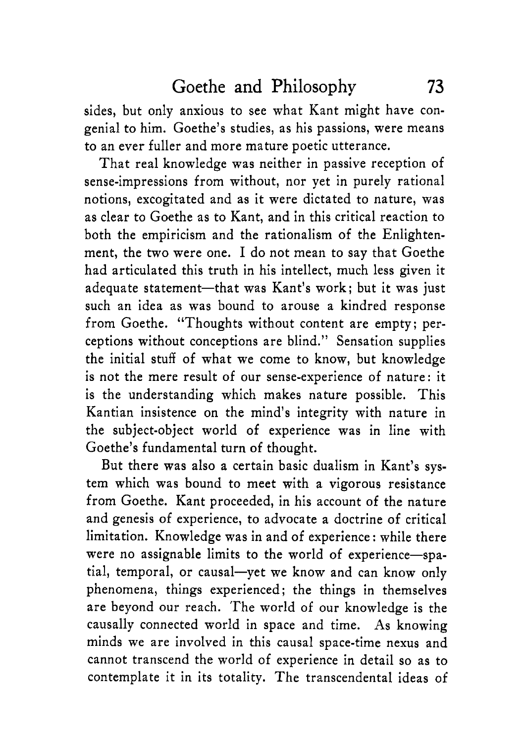sides, but only anxious to see what Kant might have congenial to him. Goethe's studies, as his passions, were means to an ever fuller and more mature poetic utterance.

That real knowledge was neither in passive reception of sense-impressions from without, nor yet in purely rational notions, excogitated and as it were dictated to nature, was as clear to Goethe as to Kant, and in this critical reaction to both the empiricism and the rationalism of the Enlightenment, the two were one. I do not mean to say that Goethe had articulated this truth in his intellect, much less given it adequate statement—that was Kant's work; but it was just such an idea as was bound to arouse a kindred response from Goethe. "Thoughts without content are empty; perceptions without conceptions are blind." Sensation supplies the initial stuff of what we come to know, but knowledge is not the mere result of our sense-experience of nature: it is the understanding which makes nature possible. This Kantian insistence on the mind's integrity with nature in the subject-object world of experience was in line with Goethe's fundamental turn of thought.

But there was also a certain basic dualism in Kant's system which was bound to meet with a vigorous resistance from Goethe. Kant proceeded, in his account of the nature and genesis of experience, to advocate a doctrine of critical limitation. Knowledge was in and of experience: while there were no assignable limits to the world of experience—spatial, temporal, or causal—yet we know and can know only phenomena, things experienced; the things in themselves are beyond our reach. The world of our knowledge is the causally connected world in space and time. As knowing minds we are involved in this causal space-time nexus and cannot transcend the world of experience in detail so as to contemplate it in its totality. The transcendental ideas of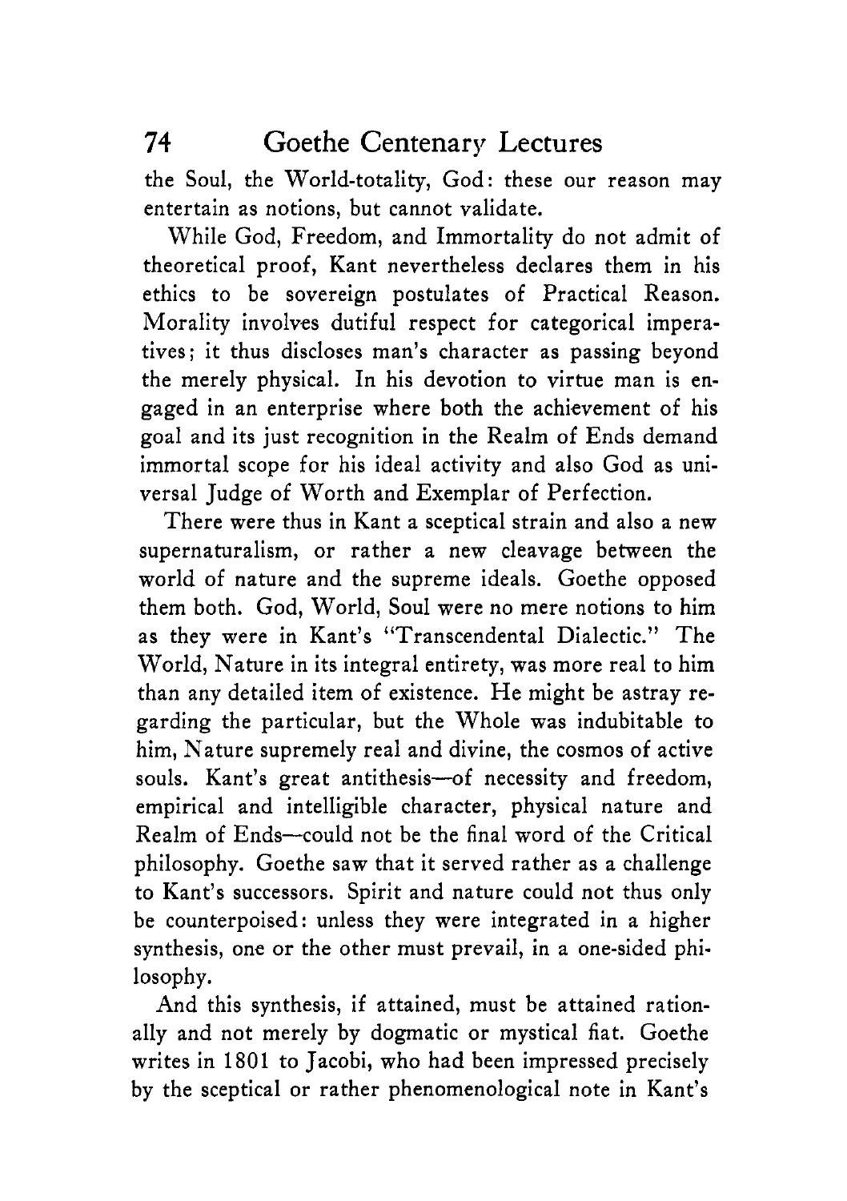the Soul, the World-totality, God: these our reason may entertain as notions, but cannot validate.

While God, Freedom, and Immortality do not admit of theoretical proof, Kant nevertheless declares them in his ethics to be sovereign postulates of Practical Reason. Morality involves dutiful respect for categorical imperatives; it thus discloses man's character as passing beyond the merely physical. In his devotion to virtue man is engaged in an enterprise where both the achievement of his goal and its just recognition in the Realm of Ends demand immortal scope for his ideal activity and also God as universal Judge of Worth and Exemplar of Perfection.

There were thus in Kant a sceptical strain and also a new supernaturalism, or rather a new cleavage between the world of nature and the supreme ideals. Goethe opposed them both. God, World, Soul were no mere notions to him as they were in Kant's "Transcendental Dialectic." The World, Nature in its integral entirety, was more real to him than any detailed item of existence. He might be astray regarding the particular, but the Whole was indubitable to him, Nature supremely real and divine, the cosmos of active souls. Kant's great antithesis—of necessity and freedom, empirical and intelligible character, physical nature and Realm of Ends—could not be the final word of the Critical philosophy. Goethe saw that it served rather as a challenge to Kant's successors. Spirit and nature could not thus only be counterpoised: unless they were integrated in a higher synthesis, one or the other must prevail, in a one-sided philosophy.

And this synthesis, if attained, must be attained rationally and not merely by dogmatic or mystical fiat. Goethe writes in 1801 to Jacobi, who had been impressed precisely by the sceptical or rather phenomenological note in Kant's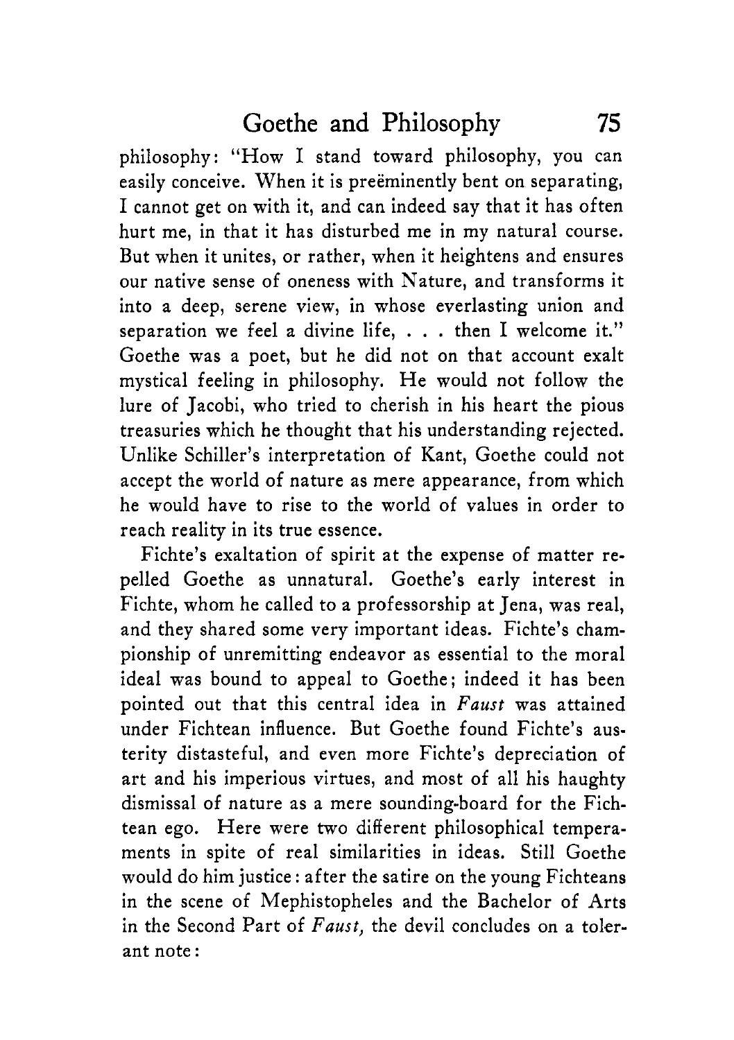philosophy: "How I stand toward philosophy, you can easily conceive. When it is preëminently bent on separating, I cannot get on with it, and can indeed say that it has often hurt me, in that it has disturbed me in my natural course. But when it unites, or rather, when it heightens and ensures our native sense of oneness with Nature, and transforms it into a deep, serene view, in whose everlasting union and separation we feel a divine life, . . . then I welcome it." Goethe was a poet, but he did not on that account exalt mystical feeling in philosophy. He would not follow the lure of Jacobi, who tried to cherish in his heart the pious treasuries which he thought that his understanding rejected. Unlike Schiller's interpretation of Kant, Goethe could not accept the world of nature as mere appearance, from which he would have to rise to the world of values in order to reach reality in its true essence.

Fichte's exaltation of spirit at the expense of matter repelled Goethe as unnatural. Goethe's early interest in Fichte, whom he called to a professorship at Jena, was real, and they shared some very important ideas. Fichte's championship of unremitting endeavor as essential to the moral ideal was bound to appeal to Goethe; indeed it has been pointed out that this central idea in *Faust* was attained under Fichtean influence. But Goethe found Fichte's austerity distasteful, and even more Fichte's depreciation of art and his imperious virtues, and most of all his haughty dismissal of nature as a mere sounding-board for the Fichtean ego. Here were two different philosophical temperaments in spite of real similarities in ideas. Still Goethe would do him justice: after the satire on the young Fichteans in the scene of Mephistopheles and the Bachelor of Arts in the Second Part of *Faust,* the devil concludes on a tolerant note: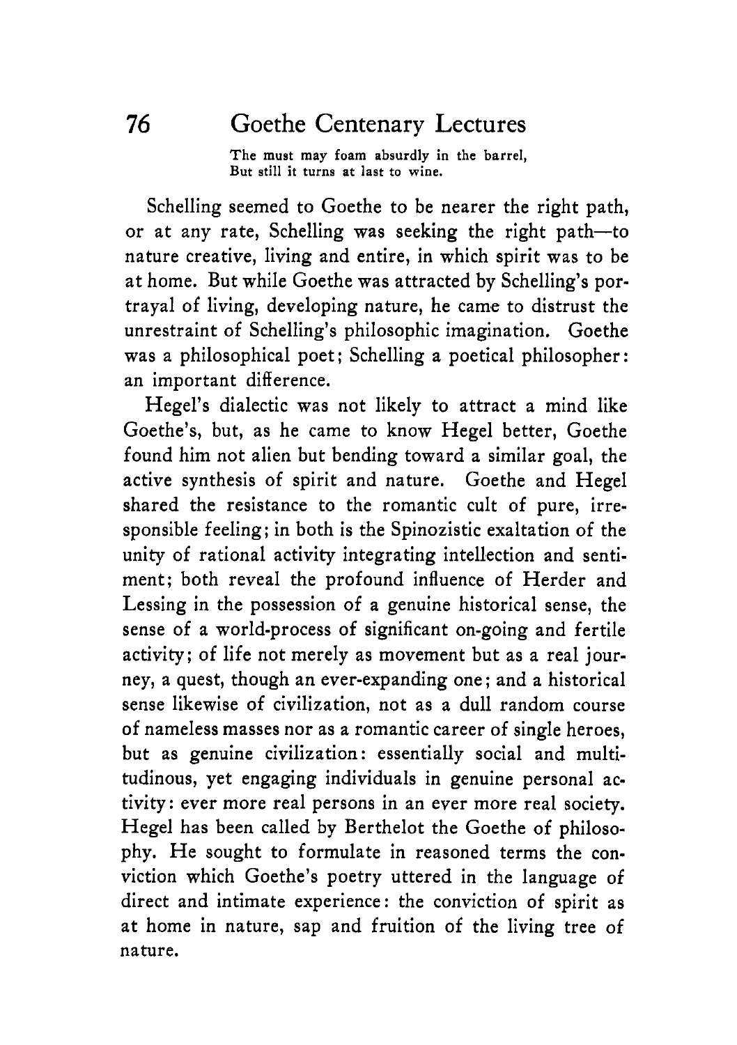> The must may foam absurdly in the barrel,
> But still it turns at last to wine.

Schelling seemed to Goethe to be nearer the right path, or at any rate, Schelling was seeking the right path—to nature creative, living and entire, in which spirit was to be at home. But while Goethe was attracted by Schelling's portrayal of living, developing nature, he came to distrust the unrestraint of Schelling's philosophic imagination. Goethe was a philosophical poet; Schelling a poetical philosopher: an important difference.

Hegel's dialectic was not likely to attract a mind like Goethe's, but, as he came to know Hegel better, Goethe found him not alien but bending toward a similar goal, the active synthesis of spirit and nature. Goethe and Hegel shared the resistance to the romantic cult of pure, irresponsible feeling; in both is the Spinozistic exaltation of the unity of rational activity integrating intellection and sentiment; both reveal the profound influence of Herder and Lessing in the possession of a genuine historical sense, the sense of a world-process of significant on-going and fertile activity; of life not merely as movement but as a real journey, a quest, though an ever-expanding one; and a historical sense likewise of civilization, not as a dull random course of nameless masses nor as a romantic career of single heroes, but as genuine civilization: essentially social and multitudinous, yet engaging individuals in genuine personal activity: ever more real persons in an ever more real society. Hegel has been called by Berthelot the Goethe of philosophy. He sought to formulate in reasoned terms the conviction which Goethe's poetry uttered in the language of direct and intimate experience: the conviction of spirit as at home in nature, sap and fruition of the living tree of nature.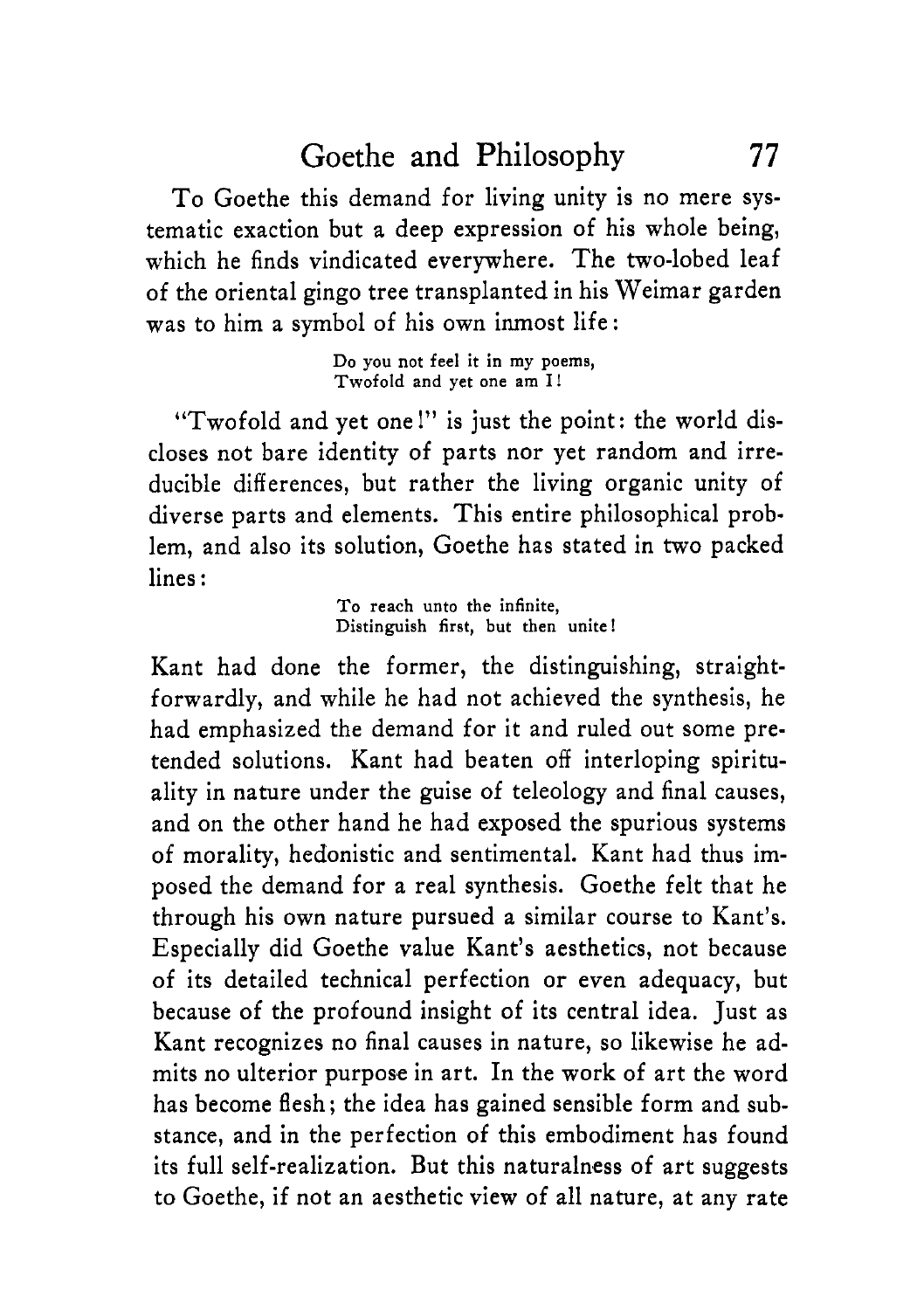To Goethe this demand for living unity is no mere systematic exaction but a deep expression of his whole being, which he finds vindicated everywhere. The two-lobed leaf of the oriental gingo tree transplanted in his Weimar garden was to him a symbol of his own inmost life:

> Do you not feel it in my poems,
> Twofold and yet one am I!

"Twofold and yet one!" is just the point: the world discloses not bare identity of parts nor yet random and irreducible differences, but rather the living organic unity of diverse parts and elements. This entire philosophical problem, and also its solution, Goethe has stated in two packed lines:

> To reach unto the infinite,
> Distinguish first, but then unite!

Kant had done the former, the distinguishing, straightforwardly, and while he had not achieved the synthesis, he had emphasized the demand for it and ruled out some pretended solutions. Kant had beaten off interloping spirituality in nature under the guise of teleology and final causes, and on the other hand he had exposed the spurious systems of morality, hedonistic and sentimental. Kant had thus imposed the demand for a real synthesis. Goethe felt that he through his own nature pursued a similar course to Kant's. Especially did Goethe value Kant's aesthetics, not because of its detailed technical perfection or even adequacy, but because of the profound insight of its central idea. Just as Kant recognizes no final causes in nature, so likewise he admits no ulterior purpose in art. In the work of art the word has become flesh; the idea has gained sensible form and substance, and in the perfection of this embodiment has found its full self-realization. But this naturalness of art suggests to Goethe, if not an aesthetic view of all nature, at any rate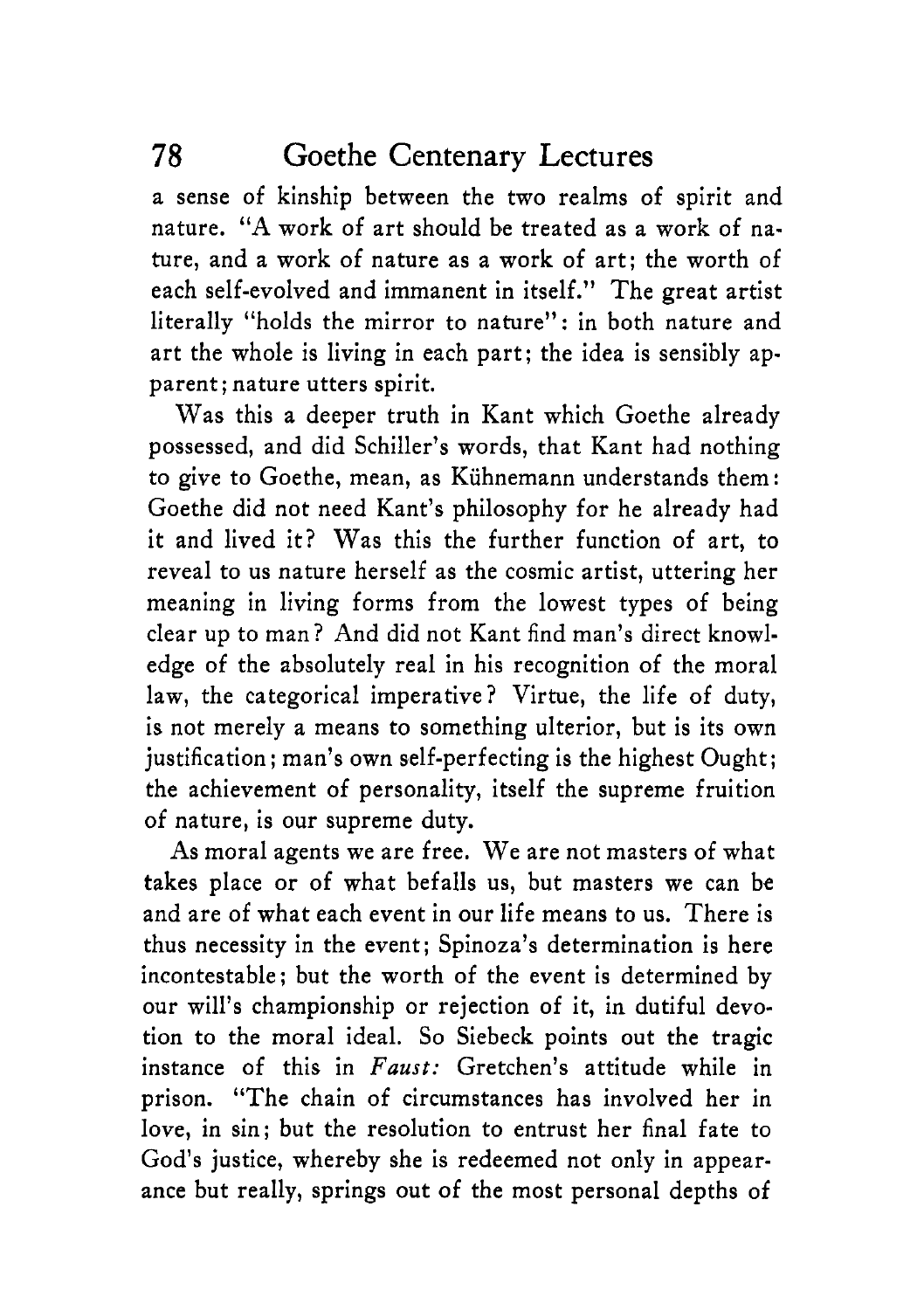a sense of kinship between the two realms of spirit and nature. "A work of art should be treated as a work of nature, and a work of nature as a work of art; the worth of each self-evolved and immanent in itself." The great artist literally "holds the mirror to nature": in both nature and art the whole is living in each part; the idea is sensibly apparent; nature utters spirit.

Was this a deeper truth in Kant which Goethe already possessed, and did Schiller's words, that Kant had nothing to give to Goethe, mean, as Kühnemann understands them: Goethe did not need Kant's philosophy for he already had it and lived it? Was this the further function of art, to reveal to us nature herself as the cosmic artist, uttering her meaning in living forms from the lowest types of being clear up to man? And did not Kant find man's direct knowledge of the absolutely real in his recognition of the moral law, the categorical imperative? Virtue, the life of duty, is not merely a means to something ulterior, but is its own justification; man's own self-perfecting is the highest Ought; the achievement of personality, itself the supreme fruition of nature, is our supreme duty.

As moral agents we are free. We are not masters of what takes place or of what befalls us, but masters we can be and are of what each event in our life means to us. There is thus necessity in the event; Spinoza's determination is here incontestable; but the worth of the event is determined by our will's championship or rejection of it, in dutiful devotion to the moral ideal. So Siebeck points out the tragic instance of this in *Faust:* Gretchen's attitude while in prison. "The chain of circumstances has involved her in love, in sin; but the resolution to entrust her final fate to God's justice, whereby she is redeemed not only in appearance but really, springs out of the most personal depths of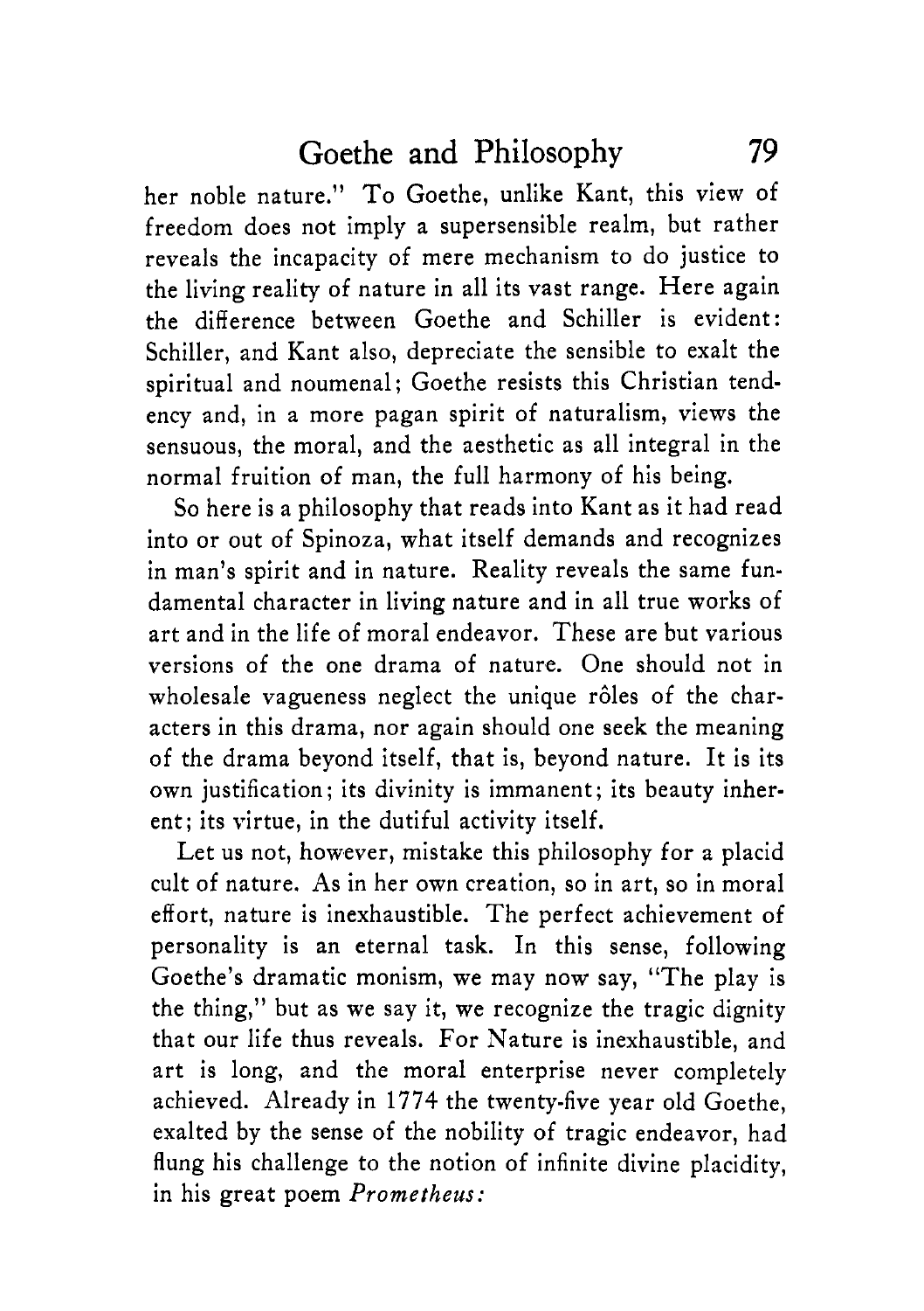her noble nature." To Goethe, unlike Kant, this view of freedom does not imply a supersensible realm, but rather reveals the incapacity of mere mechanism to do justice to the living reality of nature in all its vast range. Here again the difference between Goethe and Schiller is evident: Schiller, and Kant also, depreciate the sensible to exalt the spiritual and noumenal; Goethe resists this Christian tendency and, in a more pagan spirit of naturalism, views the sensuous, the moral, and the aesthetic as all integral in the normal fruition of man, the full harmony of his being.

So here is a philosophy that reads into Kant as it had read into or out of Spinoza, what itself demands and recognizes in man's spirit and in nature. Reality reveals the same fundamental character in living nature and in all true works of art and in the life of moral endeavor. These are but various versions of the one drama of nature. One should not in wholesale vagueness neglect the unique rôles of the characters in this drama, nor again should one seek the meaning of the drama beyond itself, that is, beyond nature. It is its own justification; its divinity is immanent; its beauty inherent; its virtue, in the dutiful activity itself.

Let us not, however, mistake this philosophy for a placid cult of nature. As in her own creation, so in art, so in moral effort, nature is inexhaustible. The perfect achievement of personality is an eternal task. In this sense, following Goethe's dramatic monism, we may now say, "The play is the thing," but as we say it, we recognize the tragic dignity that our life thus reveals. For Nature is inexhaustible, and art is long, and the moral enterprise never completely achieved. Already in 1774 the twenty-five year old Goethe, exalted by the sense of the nobility of tragic endeavor, had flung his challenge to the notion of infinite divine placidity, in his great poem *Prometheus:*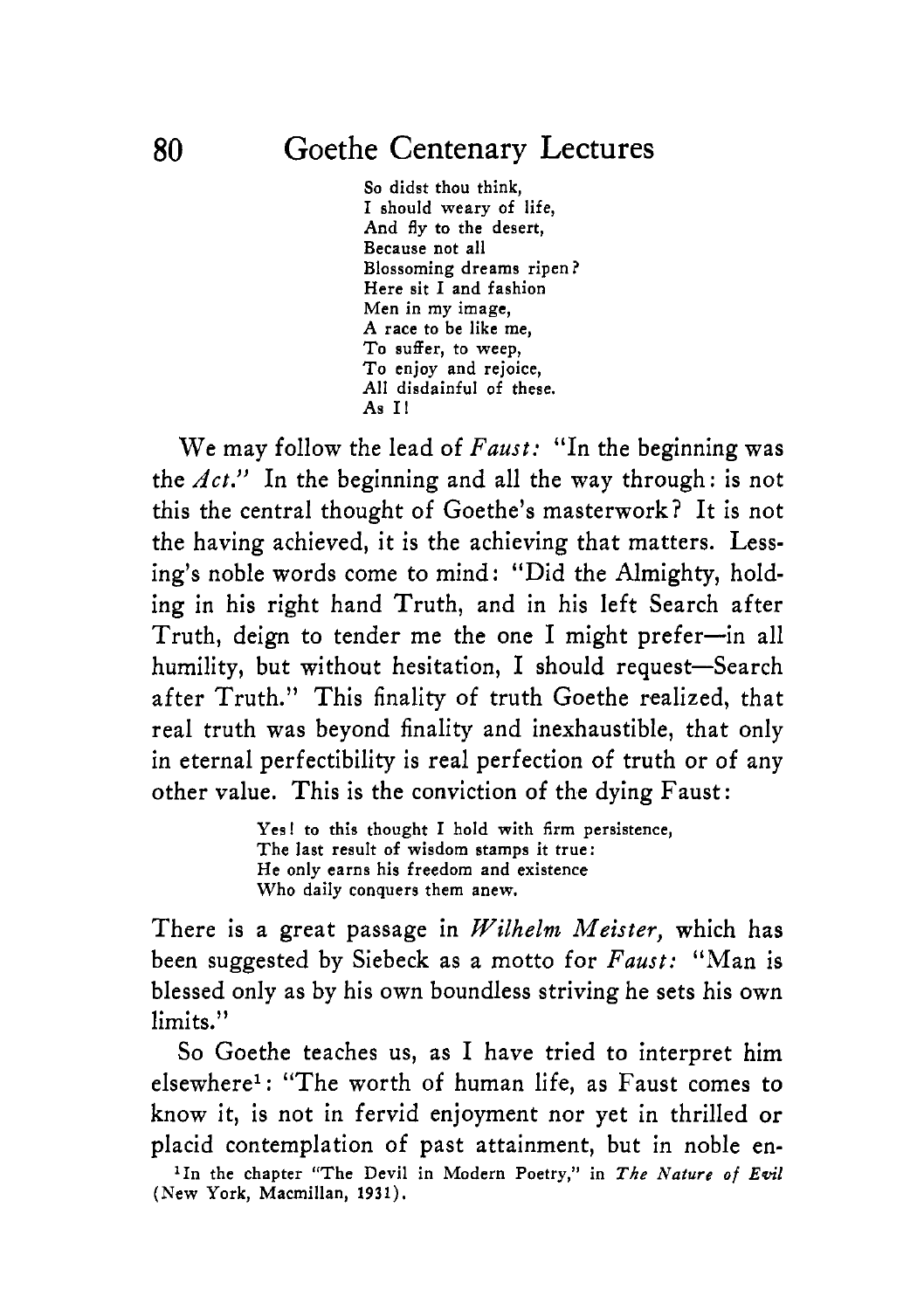So didst thou think,  
I should weary of life,  
And fly to the desert,  
Because not all  
Blossoming dreams ripen?  
Here sit I and fashion  
Men in my image,  
A race to be like me,  
To suffer, to weep,  
To enjoy and rejoice,  
All disdainful of these.  
As I!

We may follow the lead of *Faust:* "In the beginning was the *Act.*" In the beginning and all the way through: is not this the central thought of Goethe's masterwork? It is not the having achieved, it is the achieving that matters. Lessing's noble words come to mind: "Did the Almighty, holding in his right hand Truth, and in his left Search after Truth, deign to tender me the one I might prefer—in all humility, but without hesitation, I should request—Search after Truth." This finality of truth Goethe realized, that real truth was beyond finality and inexhaustible, that only in eternal perfectibility is real perfection of truth or of any other value. This is the conviction of the dying Faust:

Yes! to this thought I hold with firm persistence,  
The last result of wisdom stamps it true:  
He only earns his freedom and existence  
Who daily conquers them anew.

There is a great passage in *Wilhelm Meister,* which has been suggested by Siebeck as a motto for *Faust:* "Man is blessed only as by his own boundless striving he sets his own limits."

So Goethe teaches us, as I have tried to interpret him elsewhere[1]: "The worth of human life, as Faust comes to know it, is not in fervid enjoyment nor yet in thrilled or placid contemplation of past attainment, but in noble en-

[1] In the chapter "The Devil in Modern Poetry," in *The Nature of Evil* (New York, Macmillan, 1931).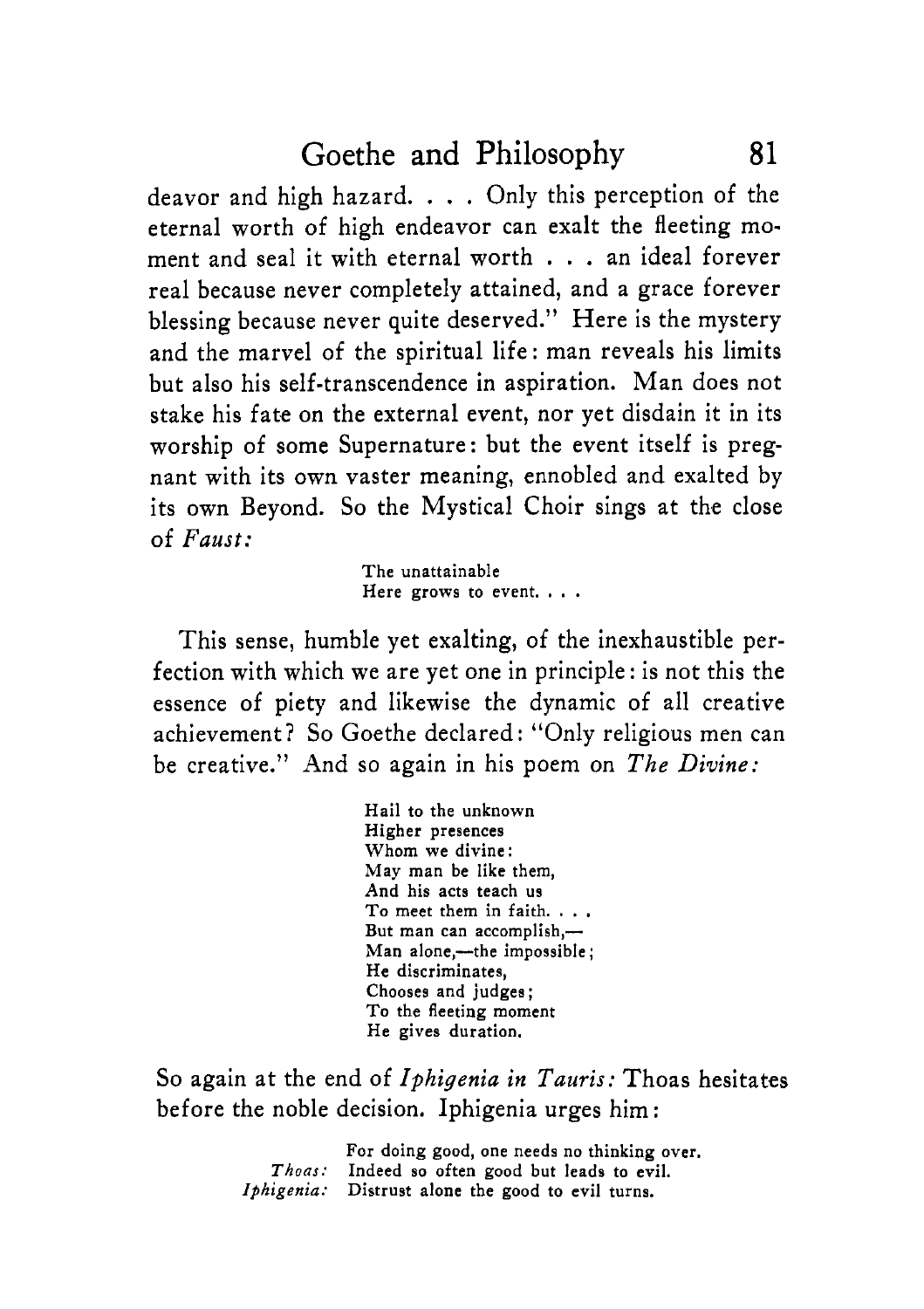deavor and high hazard. . . . Only this perception of the eternal worth of high endeavor can exalt the fleeting moment and seal it with eternal worth . . . an ideal forever real because never completely attained, and a grace forever blessing because never quite deserved." Here is the mystery and the marvel of the spiritual life: man reveals his limits but also his self-transcendence in aspiration. Man does not stake his fate on the external event, nor yet disdain it in its worship of some Supernature: but the event itself is pregnant with its own vaster meaning, ennobled and exalted by its own Beyond. So the Mystical Choir sings at the close of *Faust:*

> The unattainable
> Here grows to event. . . .

This sense, humble yet exalting, of the inexhaustible perfection with which we are yet one in principle: is not this the essence of piety and likewise the dynamic of all creative achievement? So Goethe declared: "Only religious men can be creative." And so again in his poem on *The Divine:*

> Hail to the unknown
> Higher presences
> Whom we divine:
> May man be like them,
> And his acts teach us
> To meet them in faith. . . .
> But man can accomplish,—
> Man alone,—the impossible;
> He discriminates,
> Chooses and judges;
> To the fleeting moment
> He gives duration.

So again at the end of *Iphigenia in Tauris:* Thoas hesitates before the noble decision. Iphigenia urges him:

> For doing good, one needs no thinking over.
> *Thoas:* Indeed so often good but leads to evil.
> *Iphigenia:* Distrust alone the good to evil turns.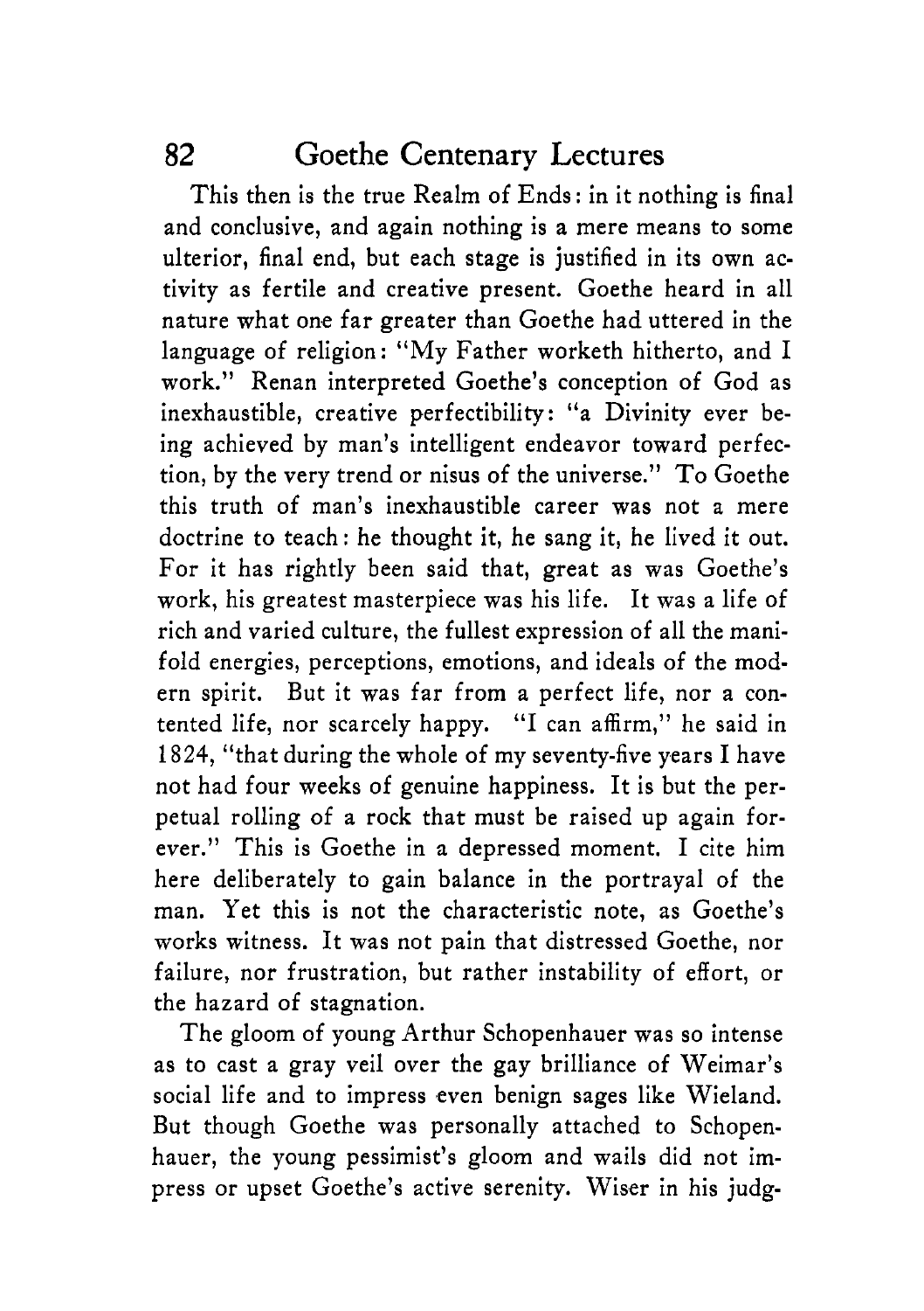This then is the true Realm of Ends: in it nothing is final and conclusive, and again nothing is a mere means to some ulterior, final end, but each stage is justified in its own activity as fertile and creative present. Goethe heard in all nature what one far greater than Goethe had uttered in the language of religion: "My Father worketh hitherto, and I work." Renan interpreted Goethe's conception of God as inexhaustible, creative perfectibility: "a Divinity ever being achieved by man's intelligent endeavor toward perfection, by the very trend or nisus of the universe." To Goethe this truth of man's inexhaustible career was not a mere doctrine to teach: he thought it, he sang it, he lived it out. For it has rightly been said that, great as was Goethe's work, his greatest masterpiece was his life. It was a life of rich and varied culture, the fullest expression of all the manifold energies, perceptions, emotions, and ideals of the modern spirit. But it was far from a perfect life, nor a contented life, nor scarcely happy. "I can affirm," he said in 1824, "that during the whole of my seventy-five years I have not had four weeks of genuine happiness. It is but the perpetual rolling of a rock that must be raised up again forever." This is Goethe in a depressed moment. I cite him here deliberately to gain balance in the portrayal of the man. Yet this is not the characteristic note, as Goethe's works witness. It was not pain that distressed Goethe, nor failure, nor frustration, but rather instability of effort, or the hazard of stagnation.

The gloom of young Arthur Schopenhauer was so intense as to cast a gray veil over the gay brilliance of Weimar's social life and to impress even benign sages like Wieland. But though Goethe was personally attached to Schopenhauer, the young pessimist's gloom and wails did not impress or upset Goethe's active serenity. Wiser in his judg-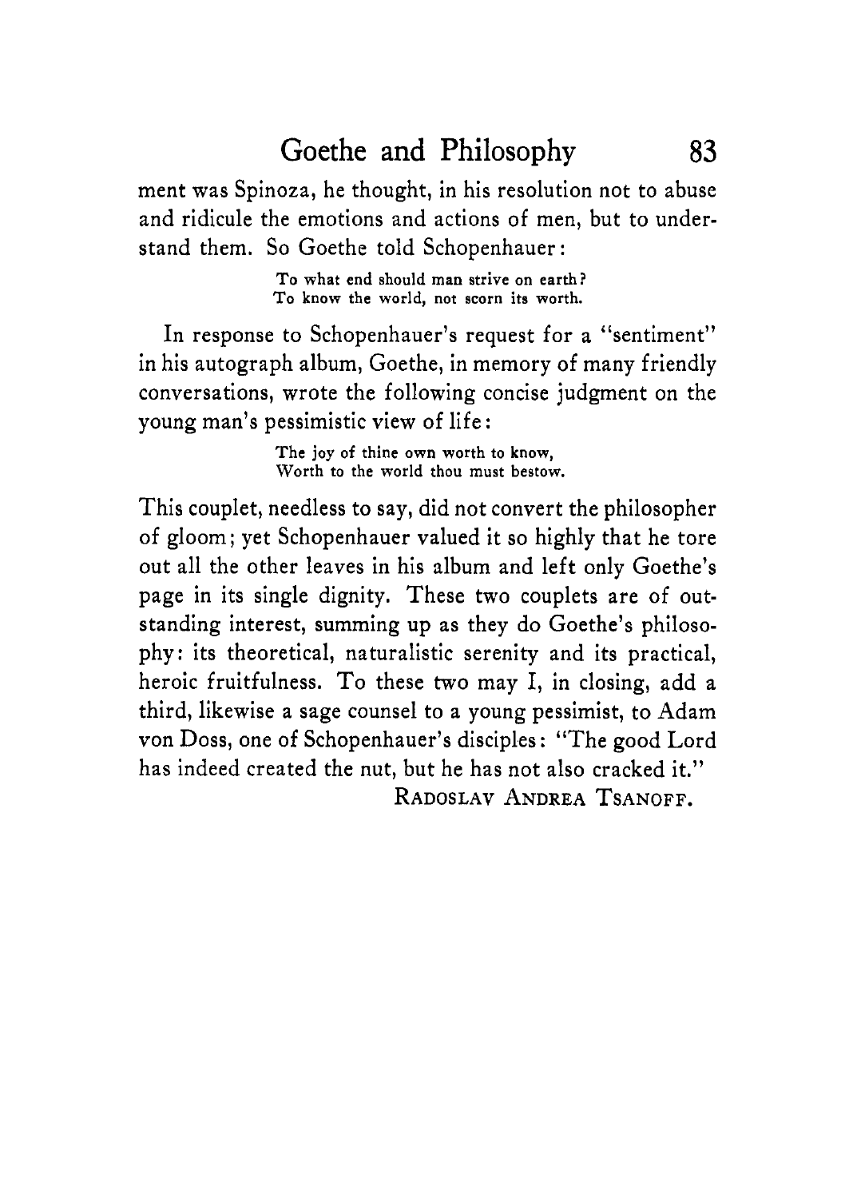ment was Spinoza, he thought, in his resolution not to abuse and ridicule the emotions and actions of men, but to understand them. So Goethe told Schopenhauer:

> To what end should man strive on earth?
> To know the world, not scorn its worth.

In response to Schopenhauer's request for a "sentiment" in his autograph album, Goethe, in memory of many friendly conversations, wrote the following concise judgment on the young man's pessimistic view of life:

> The joy of thine own worth to know,
> Worth to the world thou must bestow.

This couplet, needless to say, did not convert the philosopher of gloom; yet Schopenhauer valued it so highly that he tore out all the other leaves in his album and left only Goethe's page in its single dignity. These two couplets are of outstanding interest, summing up as they do Goethe's philosophy: its theoretical, naturalistic serenity and its practical, heroic fruitfulness. To these two may I, in closing, add a third, likewise a sage counsel to a young pessimist, to Adam von Doss, one of Schopenhauer's disciples: "The good Lord has indeed created the nut, but he has not also cracked it."

RADOSLAV ANDREA TSANOFF.